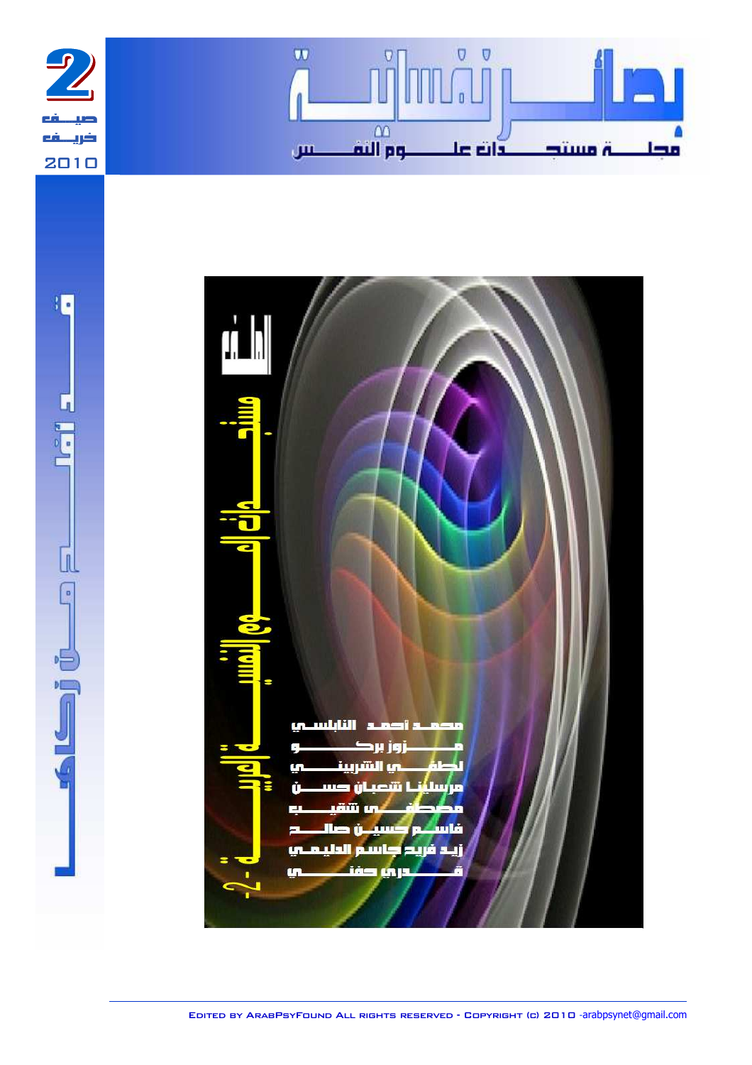# بصائر نفسانية

## مجلة مستجدات علوم النفس

2

صيف خريف 2010

ملف العدد

# الملف

## مستجدات العلوم النفسية العربية - 2 -

محمد أحمد النابلسي

مروز بركو

لطفي الشربيني

مرسلينا شعبان حسن

مصطفى شقيب

قاسم حسين صالح

زيد فريد جاسم الدليمي

قدري حفني

Edited by ArabPsyFound All rights reserved - Copyright (c) 2010 -arabpsynet@gmail.com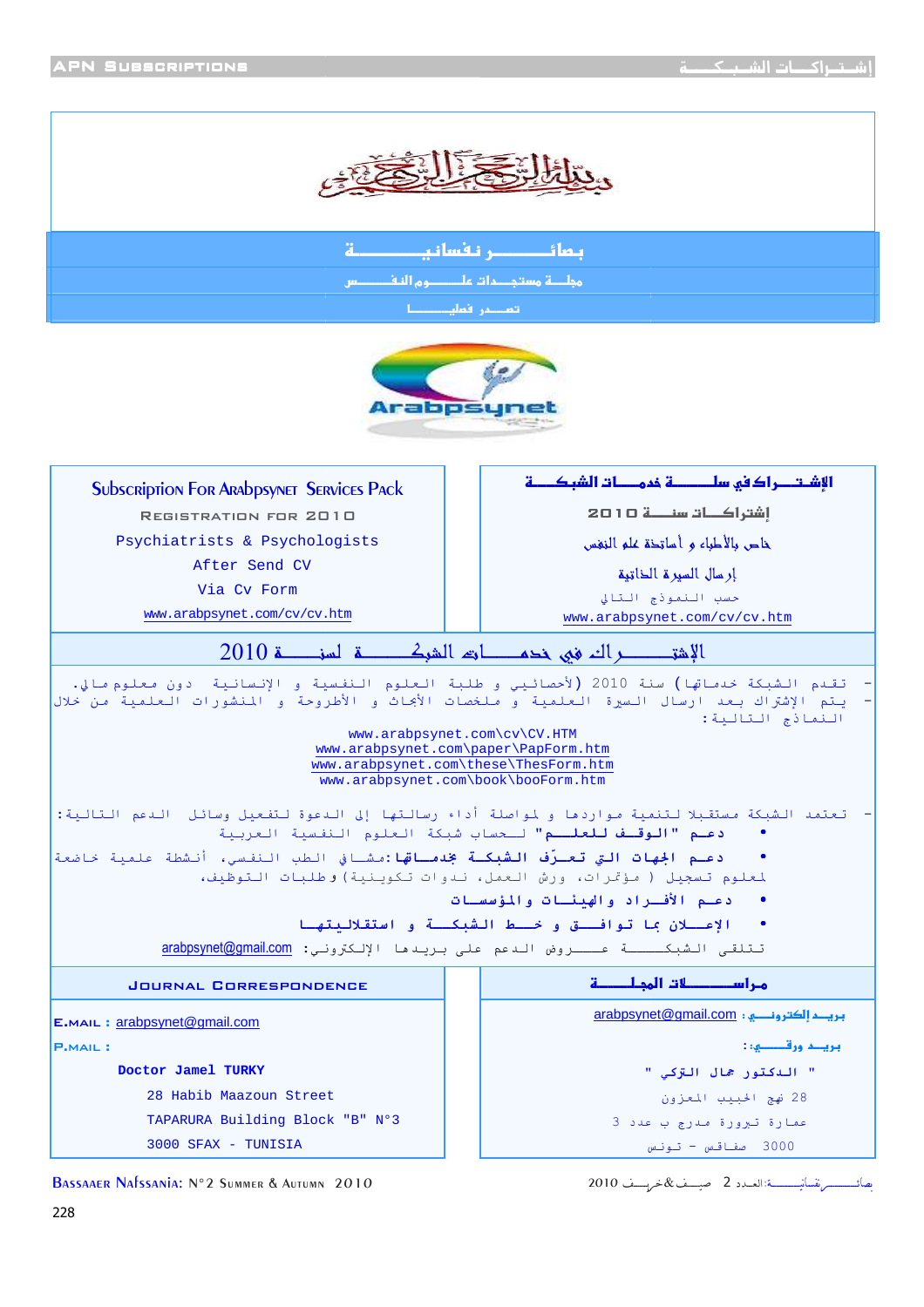بسم الله الرحمن الرحيم

# بصائـــــر نفسانيــــــة

مجلــة مستجــدات علـــوم النفـــس

تصــدر فصليـــا

Arabpsynet

| Subscription For Arabpsynet Services Pack | الإشتـــراك في سلـــة خدمــات الشبكـــة |
| --- | --- |
| Registration for 2010 | إشتراكــات سنـــة 2010 |
| Psychiatrists & Psychologists | خاص بالأطباء و أساتذة علم النفس |
| After Send CV | إرسال السيرة الذاتية |
| Via Cv Form | حسب النموذج التالي |
| www.arabpsynet.com/cv/cv.htm | www.arabpsynet.com/cv/cv.htm |

## الإشتـــــراك في خدمـــات الشبكــــة لسنـــة 2010

- تقدم الشبكة خدماتها (لأخصائيي و طلبة العلوم النفسية و الإنسانية دون معلوم مالي) سنة 2010.
- يتم الإشتراك بعد ارسال السيرة العلمية و ملخصات الأبحاث و الأطروحة و المنشورات العلمية من خلال النماذج التالية:

www.arabpsynet.com\cv\CV.HTM
www.arabpsynet.com\paper\PapForm.htm
www.arabpsynet.com\these\ThesForm.htm
www.arabpsynet.com\book\booForm.htm

- تعتمد الشبكة مستقبلا لتنمية مواردها و لمواصلة أداء رسالتها إلى الدعوة لتفعيل وسائل الدعم التالية:
  - دعــم "الــوقــف لــلعلـــم" لــحساب شبكة العلوم النفسية العربية
  - دعــم الجهات التي تعـــرّف بالشبكـــة بخدمـــاتها: مشافي الطب النفسي، أنشطة علمية خاضعة لمعلوم تسجيل (مؤتمرات، ورش العمل، ندوات تكوينية) و طلبات التوظيف.
  - دعــم الأفـــراد و الهيئـــات و المؤسســات
  - الإعـــلان في لــواقـــع و خـــط الشبكـــة و استقلاليتهـــا

تتلقى الشبكـــة عـــروض الدعم على بريدها الإلكتروني: arabpsynet@gmail.com

| Journal Correspondence | مراســـلات المجلـــة |
| --- | --- |
| E.mail : arabpsynet@gmail.com | بريد إلكتروني: arabpsynet@gmail.com |
| P.mail : | بريد ورقي:: |
| Doctor Jamel TURKY | " الدكتور جمال التركي " |
| 28 Habib Maazoun Street | 28 نهج الحبيب المعزون |
| TAPARURA Building Block "B" N°3 | عمارة تبرورة مدرج ب عدد 3 |
| 3000 SFAX - TUNISIA | 3000 صفاقس - تونس |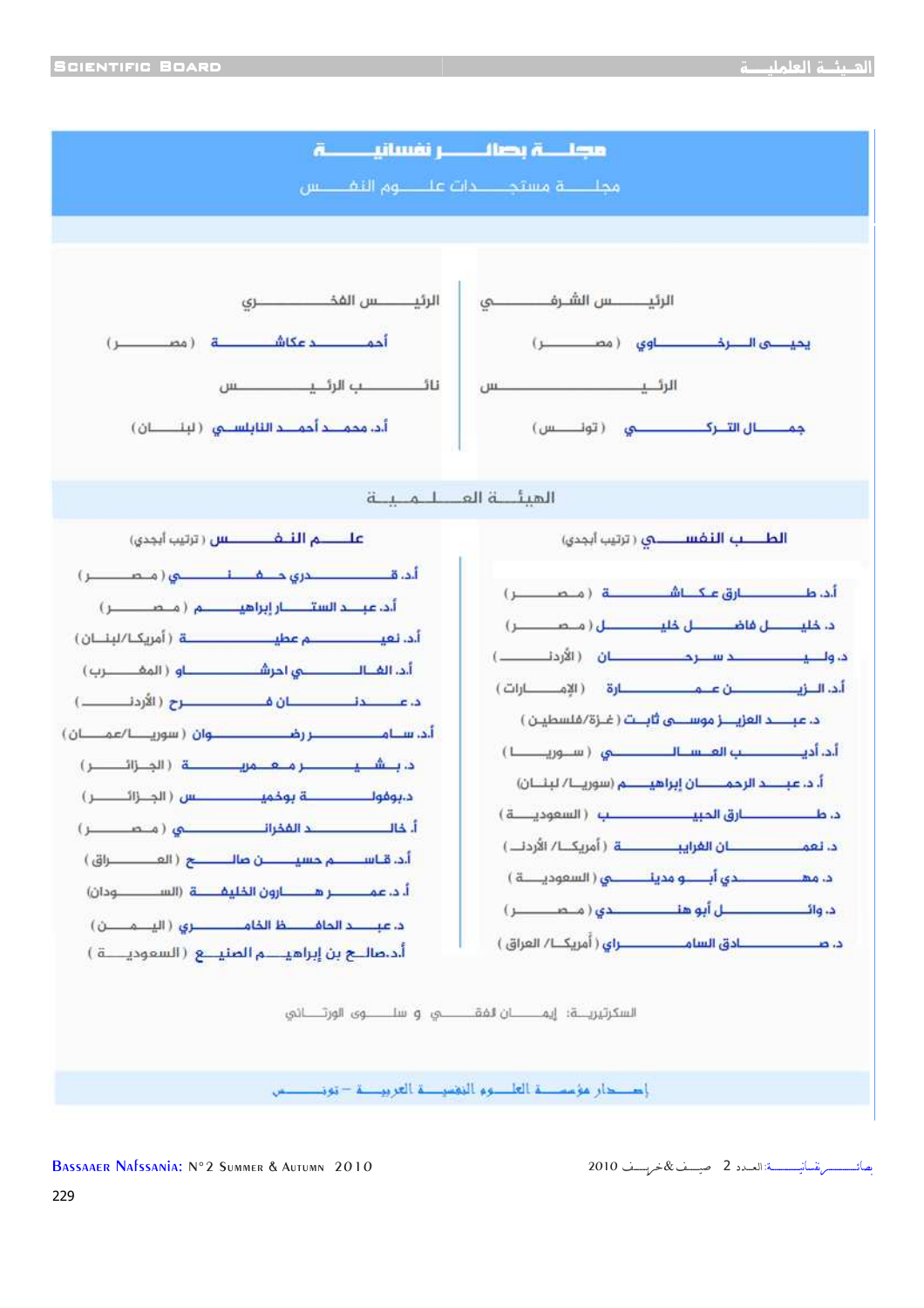# مجلة بصائر نفسانية

مجلة مستجدات علوم النفس

**الرئيس الشرفي**

يحيى الرخاوي (مصر)

**الرئيس**

جمال التركي (تونس)

**الرئيس الفخري**

أحمد عكاشة (مصر)

**نائب الرئيس**

أ.د محمد أحمد النابلسي (لبنان)

## الهيئة العلمية

### الطب النفسي (ترتيب أبجدي)

- أ.د طارق عكاشة (مصر)
- د خليل فاضل خليل (مصر)
- د وليد سرحان (الأردن)
- أ.د الزين عمارة (الإمارات)
- د عبد العزيز موسى ثابت (غزة/فلسطين)
- أ.د أديب العسالي (سوريا)
- أ.د عبد الرحمن إبراهيم (سوريا/ لبنان)
- د طارق الحبيب (السعودية)
- د نعمان الغرايبة (أمريكا/ الأردن)
- د مهدي أبو مدينة (السعودية)
- د وائل أبو هندي (مصر)
- د صادق السامرائي (أمريكا/ العراق)

### علم النفس (ترتيب أبجدي)

- أ.د قدري حفني (مصر)
- أ.د عبد الستار إبراهيم (مصر)
- أ.د نعيم عطية (أمريكا/لبنان)
- أ.د الغالي أحرشاو (المغرب)
- د عدنان فرح (الأردن)
- أ.د سامر رضوان (سوريا/عمان)
- د بشير معمرية (الجزائر)
- د.بوفولة بوخميس (الجزائر)
- أ.خالد الفخراني (مصر)
- أ.د قاسم حسين صالح (العراق)
- أ.د عمر هارون الخليفة (السودان)
- د عبد الحافظ الخامري (اليمن)
- أ.د.صالح بن إبراهيم الصنيع (السعودية)

السكرتيرة: إيمان الفقي و سلوى الورتاني

إصدار مؤسسة العلوم النفسية العربية – تونس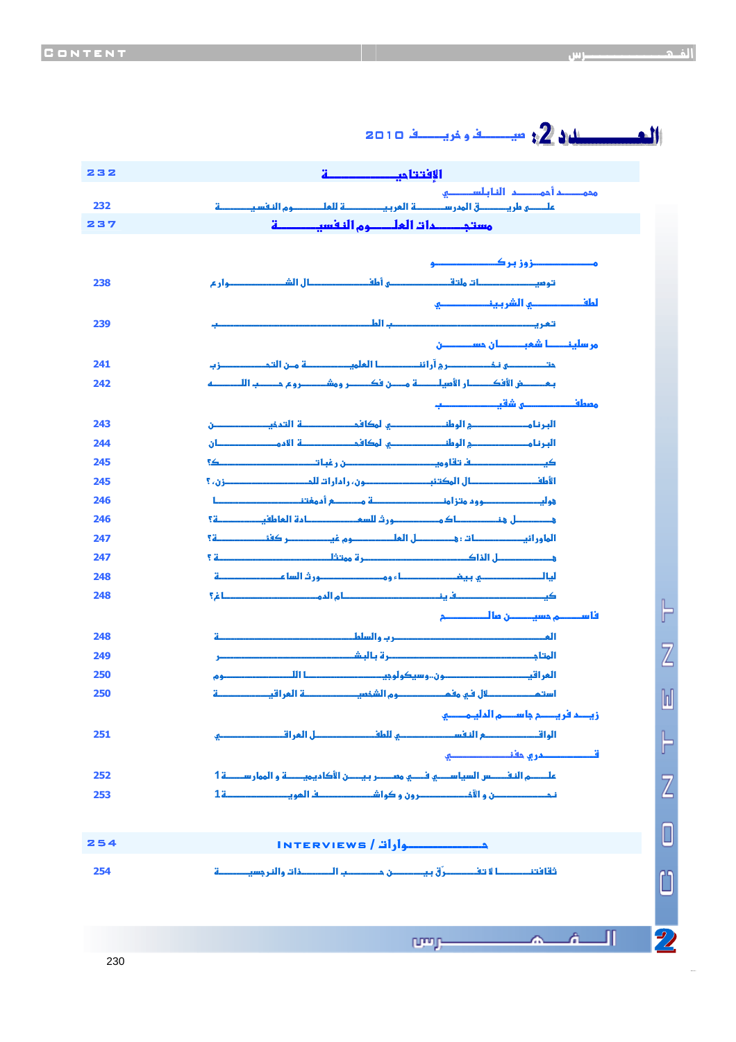# الفهرس

## العدد 2: صيف و خريف 2010

| | |
|---|---|
| **الإفتتاحية** | **232** |
| محمد أحمد النابلسي | |
| على طريق المدرسة العربية للعلوم النفسية | 232 |
| **مستجدات العلوم النفسية** | **237** |
| مركز بوزو | |
| توصيات ملتقى أطفال الشوارع | 238 |
| لطفي الشربيني | |
| تعريب الطب | 239 |
| مرسلينا شعبان حسن | |
| حتى نغير آراءنا العلمية من التحيز | 241 |
| بعض الأفكار الأصيلة من فكر ومشروع حرب اللا | 242 |
| مصطفى شقيب | |
| البرنامج الوطني لمكافحة التدخين | 243 |
| البرنامج الوطني لمكافحة الادمان | 244 |
| كيف تقاومون رغبات؟ | 245 |
| الأطفال المكتئبون، للادارات الحزن؟ | 245 |
| وليد دوو متزامنة مع أدمغتهم | 246 |
| هل هنالك موسم للسعادة الطاعمة؟ | 246 |
| الماورانيات: هل العلم غير كافية؟ | 247 |
| هل الذاكرة ممتلئة ؟ | 247 |
| ليالي بيضاء ومورث الساعة | 248 |
| كيف ينام الدماغ؟ | 248 |
| فاسم حسين صالح | |
| العار والسلطة | 248 |
| المتاجرة بالبشر | 249 |
| العراقيون..سيكولوجيو الله | 250 |
| استهلال في مفهوم الشخصية العراقية | 250 |
| زيد فريد جاسم الدليمي | |
| الواقع النفسي للطفل العراقي | 251 |
| قدوري حفني | |
| علم النفس السياسي في مصر بين الأكاديمية و الممارسة 1 | 252 |
| نحن و الآخر و نوكوشاك الهوية 1 | 253 |
| **INTERVIEWS / حوارات** | **254** |
| ثقافتنا لا تفرّق بين حب الذات والنرجسية | 254 |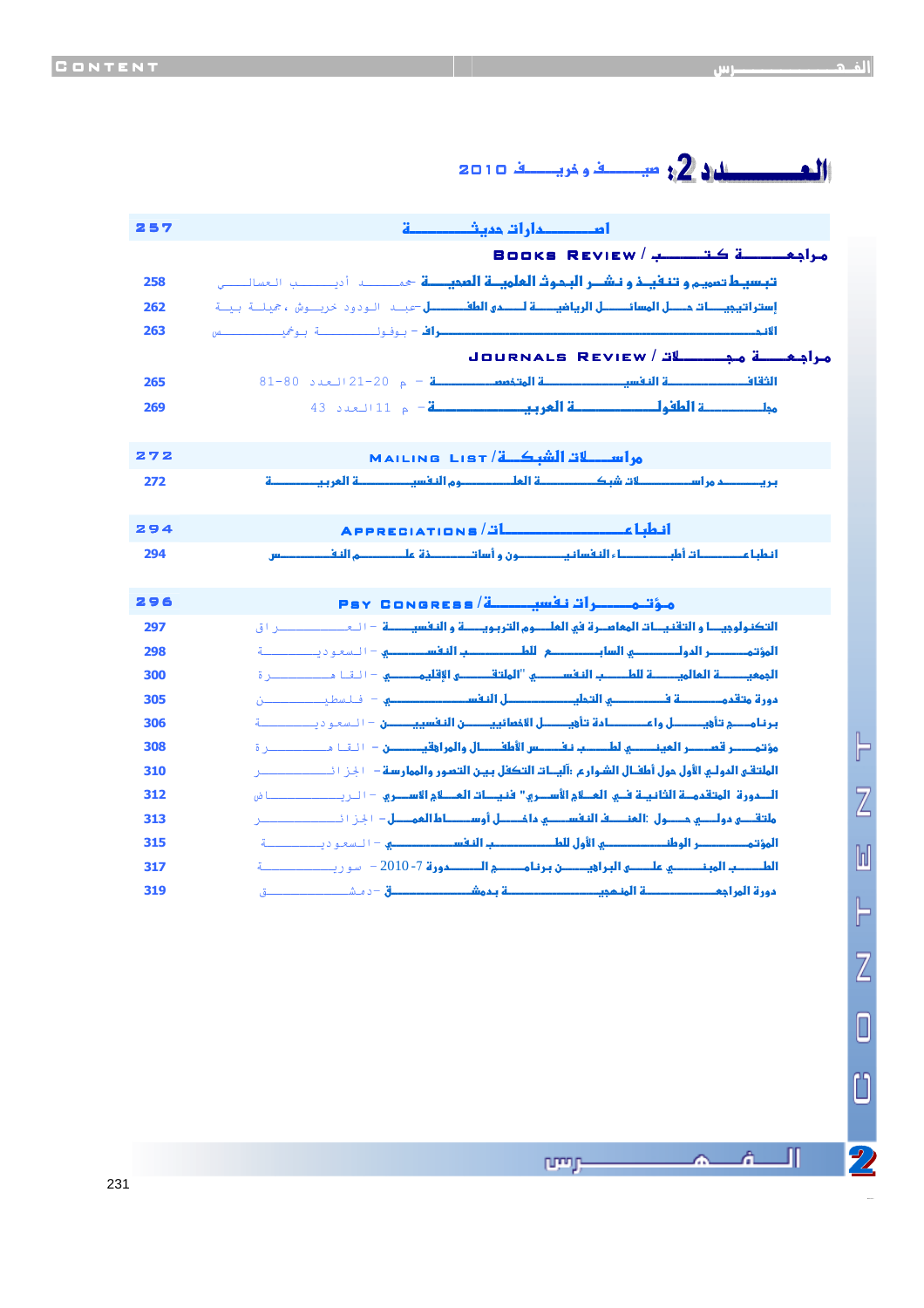# العـــــــدد 2: صيـــف و خريـــف 2010

| | |
|---|---|
| **257** | **اصـــــــدارات حديثـــــة** |
| | **مراجعـــــة كتـــب / Books Review** |
| 258 | تبسيط تصميم و تنفيذ و نشر البحوث العلمية الصحية - جمعة أديب العسالي |
| 262 | إستراتيجيات حل المسائل الرياضية لدى الطفل - عبد الودود خربوش، جميلة بية |
| 263 | الانحراف - بوفولة بوخميس |
| | **مراجعـــة مجـــلات / Journals Review** |
| 265 | الثقافة النفسية المتخصصة - م 20-21 العدد 80-81 |
| 269 | مجلة الطفولة العربية - م 11 العدد 43 |
| **272** | **مراســلات الشبكــة / Mailing List** |
| 272 | بريد مراسلات شبكة العلوم النفسية العربية |
| **294** | **انطباعــــات / Appreciations** |
| 294 | انطباعات أطباء النفسانيين و أساتذة علم النفس |
| **296** | **مؤتمـــرات نفسيـــة / Psy Congress** |
| 297 | التكنولوجيا و التقنيات المعاصرة في العلوم التربوية و النفسية - العراق |
| 298 | المؤتمر الدولي السابع للطب النفسي - السعودية |
| 300 | الجمعية العالمية للطب النفسي "الملتقى الإقليمي" - القاهرة |
| 305 | دورة متقدمة في التحليل النفسي - فلسطين |
| 306 | برنامج تأهيل و إعادة تأهيل الاختصاصيين النفسيين - السعودية |
| 308 | مؤتمر قصر العيني لطب نفس الأطفال والمراهقين - القاهرة |
| 310 | الملتقى الدولي الأول حول أطفال الشوارع: آليات التكفل بين التصور والممارسة - الجزائر |
| 312 | الدورة المتقدمة الثانية في العلاج الأسري "فنيات العلاج الأسري" - الرياض |
| 313 | ملتقى دولي حول: العنف النفسي داخل أوساط العمال - الجزائر |
| 315 | المؤتمر الوطني الأول للطب النفسي - السعودية |
| 317 | الطب المبني على البراهين برنامج الدورة 7-2010 - سورية |
| 319 | دورة المراجعة المنهجية بدمشق - دمشق |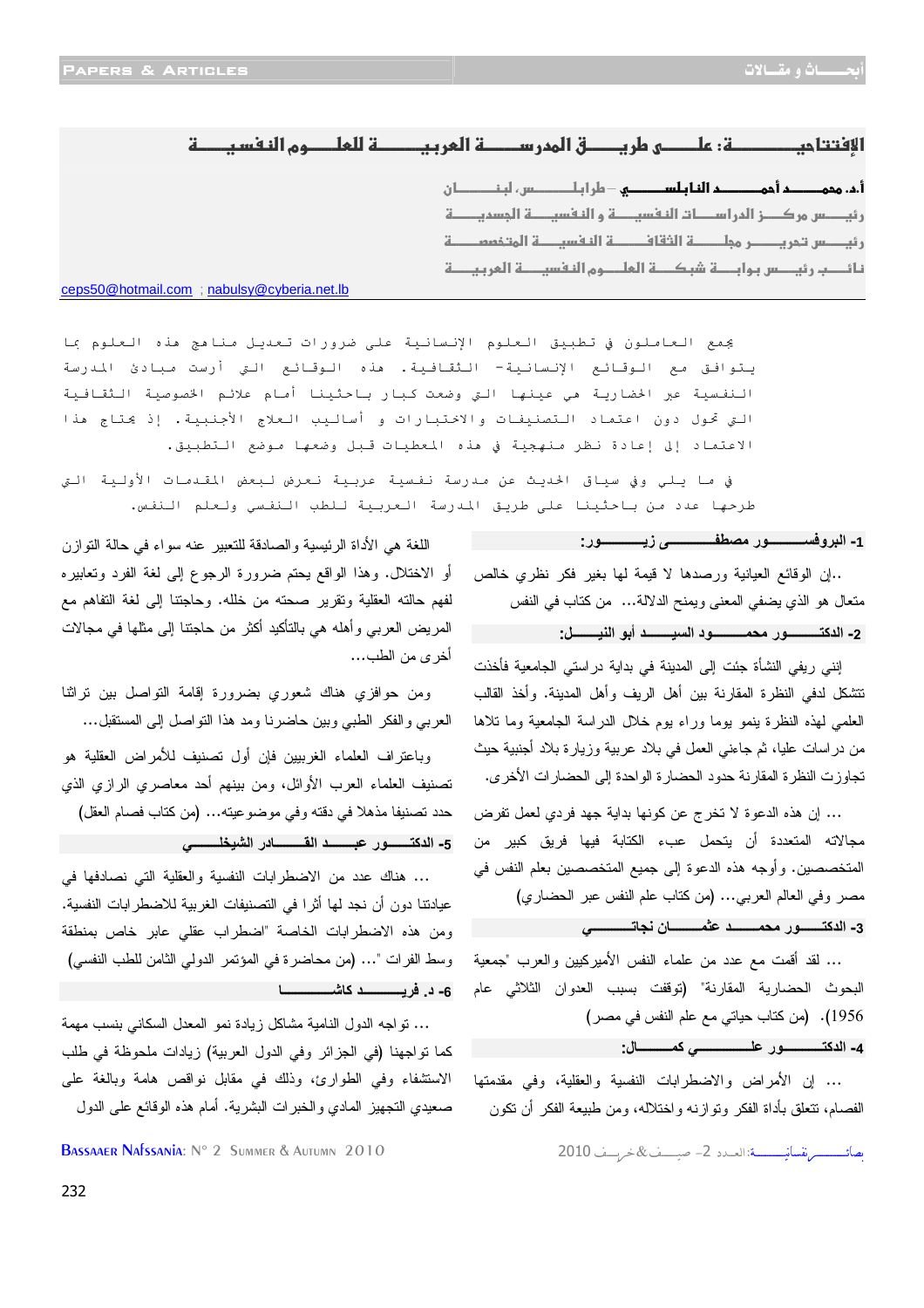# الإفتتاحيـــــــة: علـــى طريـــق المدرســـة العربيـــــة للعلـــوم النفسيـــة

**أ.د. محمـــد أحمـــد النابلســـي** – طرابلـــس، لبنـــان
رئيـــس مركـــز الدراســـات النفسيـــة و النفسيـــة الجسديـــة
رئيـــس تحريـــر مجلـــة الثقافـــة النفسيـــة المتخصصـــة
نائـــب رئيـــس بوابـــة شبكـــة العلـــوم النفسيـــة العربيـــة

ceps50@hotmail.com ; nabulsy@cyberia.net.lb

يجمع العاملون في تطبيق العلوم الإنسانية على ضرورات تعديل مناهج هذه العلوم بما يتوافق مع الوقائع الإنسانية- الثقافية. هذه الوقائع التي أرست مبادئ المدرسة النفسية عبر الحضارية في عينها التي وضعت كبار باحثينا أمام علائم الخصوصية الثقافية التي تحول دون اعتماد التصنيفات والاختبارات و أساليب العلاج الأجنبية. إذ يحتاج هذا الاعتماد إلى إعادة نظر منهجية في هذه المعطيات قبل وضعها موضع التطبيق.

في ما يلي وفي سياق الحديث عن مدرسة نفسية عربية نعرض لبعض المقدمات الأولية التي طرحها عدد من باحثينا على طريق المدرسة العربية للطب النفسي ولعلم النفس.

### 1- البروفســـور مصطفـــى زيـــــور:

..إن الوقائع العيانية ورصدها لا قيمة لها بغير فكر نظري خالص متعال هو الذي يضفي المعنى ويمنح الدلالة... من كتاب في النفس

### 2- الدكتـــور محمـــــد السيـــد أبو النيـــل:

إنني ريفي النشأة جئت إلى المدينة في بداية دراستي الجامعية فأخذت تتشكل لدفي النظرة المقارنة بين أهل الريف وأهل المدينة. وأخذ القالب العلمي لهذه النظرة ينمو يوما وراء يوم خلال الدراسة الجامعية وما تلاها من دراسات عليا، ثم جاءني العمل في بلاد عربية وزيارة بلاد أجنبية حيث تجاوزت النظرة المقارنة حدود الحضارة الواحدة إلى الحضارات الأخرى.

... إن هذه الدعوة لا تخرج عن كونها بداية جهد فردي لعمل تفرض مجالاته المتعددة أن يتحمل عبء الكتابة فيها فريق كبير من المتخصصين. وأوجه هذه الدعوة إلى جميع المتخصصين بعلم النفس في مصر وفي العالم العربي... (من كتاب علم النفس عبر الحضاري)

### 3- الدكتـــور محمـــد عثمـــان نجاتـــي

... لقد أقمت مع عدد من علماء النفس الأميركيين والعرب "جمعية البحوث الحضارية المقارنة" (توقفت بسبب العدوان الثلاثي عام 1956). (من كتاب حياتي مع علم النفس في مصر)

### 4- الدكتـــور علـــي كمـــــال:

... إن الأمراض والاضطرابات النفسية والعقلية، وفي مقدمتها الفصام، تتعلق بأداة الفكر وتوازنه واختلاله، ومن طبيعة الفكر أن تكون اللغة هي الأداة الرئيسية والصادقة للتعبير عنه سواء في حالة التوازن أو الاختلال. وهذا الواقع يحتم ضرورة الرجوع إلى لغة الفرد وتعابيره لفهم حالته العقلية وتقرير صحته من خلاله. وحاجتنا إلى لغة التفاهم مع المريض العربي وأهله هي بالتأكيد أكثر من حاجتنا إلى مثلها في مجالات أخرى من الطب...

ومن حوافزي هناك شعوري بضرورة إقامة التواصل بين تراثنا العربي والفكر الطبي وبين حاضرنا ومد هذا التواصل إلى المستقبل...

وباعتراف العلماء الغربيين فإن أول تصنيف للأمراض العقلية هو تصنيف العلماء العرب الأوائل، ومن بينهم أحد معاصري الرازي الذي حدد تصنيفا مذهلا في دقته وفي موضوعيته... (من كتاب فصام العقل)

### 5- الدكتـــور عبـــد القـــادر الشيخلـــي

... هناك عدد من الاضطرابات النفسية والعقلية التي نصادفها في عياداتنا دون أن نجد لها أثرا في التصنيفات الغربية للاضطرابات النفسية. ومن هذه الاضطرابات الخاصة "اضطراب عقلي عابر خاص بمنطقة وسط الفرات"... (من محاضرة في المؤتمر الدولي الثامن للطب النفسي)

### 6- د. فريـــد كاشـــــــة

... تواجه الدول النامية مشاكل زيادة نمو المعدل السكاني بنسب مهمة كما تواجهنا (في الجزائر وفي الدول العربية) زيادات ملحوظة في طلب الاستشفاء وفي الطوارئ، وذلك في مقابل نواقص هامة وبالغة على صعيدي التجهيز المادي والخبرات البشرية. أمام هذه الوقائع على الدول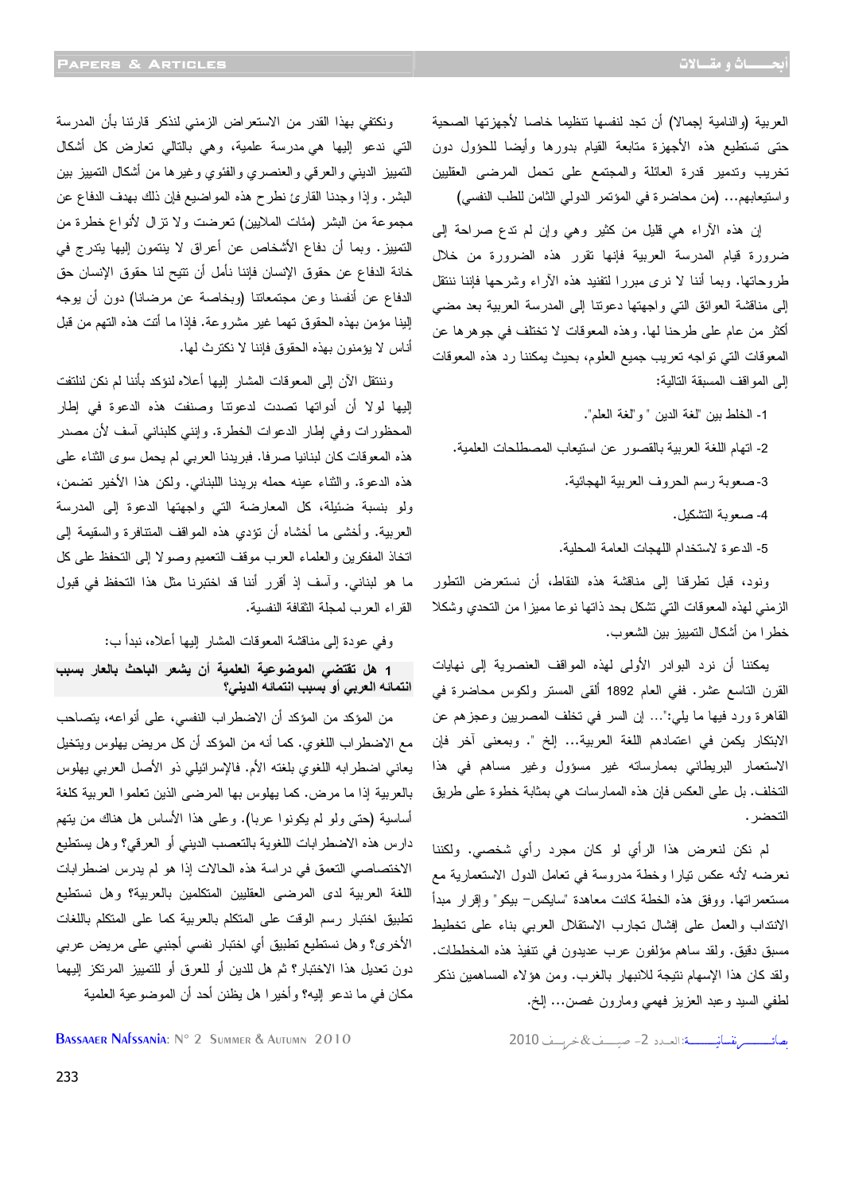العربية (والنامية إجمالا) أن تجد لنفسها تنظيما خاصا لأجهزتها الصحية حتى تستطيع هذه الأجهزة متابعة القيام بدورها وأيضا للحؤول دون تخريب وتدمير قدرة العائلة والمجتمع على تحمل المرضى العقليين واستيعابهم... (من محاضرة في المؤتمر الدولي الثامن للطب النفسي)

إن هذه الآراء هي قليل من كثير وهي وإن لم تدع صراحة إلى ضرورة قيام المدرسة العربية فإنها تقرر هذه الضرورة من خلال طروحاتها. وبما أننا لا نرى مبررا لتفنيد هذه الآراء وشرحها فإننا ننتقل إلى مناقشة العوائق التي واجهتها دعوتنا إلى المدرسة العربية بعد مضي أكثر من عام على طرحنا لها. وهذه المعوقات لا تختلف في جوهرها عن المعوقات التي تواجه تعريب جميع العلوم، بحيث يمكننا رد هذه المعوقات إلى المواقف المسبقة التالية:

1- الخلط بين "لغة الدين " و"لغة العلم".

2- اتهام اللغة العربية بالقصور عن استيعاب المصطلحات العلمية.

3- صعوبة رسم الحروف العربية الهجائية.

4- صعوبة التشكيل.

5- الدعوة لاستخدام اللهجات العامة المحلية.

ونود، قبل تطرقنا إلى مناقشة هذه النقاط، أن نستعرض التطور الزمني لهذه المعوقات التي تشكل بحد ذاتها نوعا مميزا من التحدي وشكلا خطرا من أشكال التمييز بين الشعوب.

يمكننا أن نرد البوادر الأولى لهذه المواقف العنصرية إلى نهايات القرن التاسع عشر. ففي العام 1892 ألقى المستر ولكوس محاضرة في القاهرة ورد فيها ما يلي:"... ان السر في تخلف المصريين وعجزهم عن الابتكار يكمن في اعتمادهم اللغة العربية... إلخ ". وبمعنى آخر فإن الاستعمار البريطاني بممارساته غير مسؤول وغير مساهم في هذا التخلف. بل على العكس فإن هذه الممارسات هي بمثابة خطوة على طريق التحضر.

لم نكن لنعرض هذا الرأي لو كان مجرد رأي شخصي. ولكننا نعرضه لأنه عكس تيارا وخطة مدروسة في تعامل الدول الاستعمارية مع مستعمراتها. ووفق هذه الخطة كانت معاهدة "سايكس- بيكو" وإقرار مبدأ الانتداب والعمل على إفشال تجارب الاستقلال العربي بناء على تخطيط مسبق دقيق. ولقد ساهم مؤلفون عرب عديدون في تنفيذ هذه المخططات. ولقد كان هذا الإسهام نتيجة للانبهار بالغرب. ومن هؤلاء المساهمين نذكر لطفي السيد وعبد العزيز فهمي ومارون غصن... إلخ.

ونكتفي بهذا القدر من الاستعراض الزمني لنذكر قارئنا بأن المدرسة التي ندعو إليها هي مدرسة علمية، وهي بالتالي تعارض كل أشكال التمييز الديني والعرقي والعنصري والفئوي وغيرها من أشكال التمييز بين البشر. وإذا وجدنا القارئ نطرح هذه المواضيع فإن ذلك بهدف الدفاع عن مجموعة من البشر (مئات الملايين) تعرضت ولا تزال لأنواع خطرة من التمييز. وبما أن دفاع الأشخاص عن أعراق لا ينتمون إليها يتدرج في خانة الدفاع عن حقوق الإنسان فإننا نأمل أن تتيح لنا حقوق الإنسان حق الدفاع عن أنفسنا وعن مجتمعاتنا (وبخاصة عن مرضانا) دون أن يوجه إلينا مؤمن بهذه الحقوق تهما غير مشروعة. فإذا ما أتت هذه التهم من قبل أناس لا يؤمنون بهذه الحقوق فإننا لا نكترث لها.

وننتقل الآن إلى المعوقات المشار إليها أعلاه لنؤكد بأننا لم نكن لنلتفت إليها لولا أن أدواتها تصدت لدعوتنا وصنفت هذه الدعوة في إطار المحظورات وفي إطار الدعوات الخطرة. وإنني كلبناني آسف لأن مصدر هذه المعوقات كان لبنانيا صرفا. فبريدنا العربي لم يحمل سوى الثناء على هذه الدعوة. والثناء عينه حمله بريدنا اللبناني. ولكن هذا الأخير تضمن، ولو بنسبة ضئيلة، كل المعارضة التي واجهتها الدعوة إلى المدرسة العربية. وأخشى ما أخشاه أن تؤدي هذه المواقف المتنافرة والسقيمة إلى اتخاذ المفكرين والعلماء العرب موقف التعميم وصولا إلى التحفظ على كل ما هو لبناني. وآسف إذ أقرر أننا قد اختبرنا مثل هذا التحفظ في قبول القراء العرب لمجلة الثقافة النفسية.

وفي عودة إلى مناقشة المعوقات المشار إليها أعلاه، نبدأ ب:

**1 هل تقتضي الموضوعية العلمية أن يشعر الباحث بالعار بسبب انتمائه العربي أو بسبب انتمائه الديني؟**

من المؤكد من المؤكد أن الاضطراب النفسي، على أنواعه، يتصاحب مع الاضطراب اللغوي. كما أنه من المؤكد أن كل مريض يهلوس ويتخيل يعاني اضطرابه اللغوي بلغته الأم. فالإسرائيلي ذو الأصل العربي يهلوس بالعربية إذا ما مرض. كما يهلوس بها المرضى الذين تعلموا العربية كلغة أساسية (حتى ولو لم يكونوا عربا). وعلى هذا الأساس هل هناك من يتهم دارس هذه الاضطرابات اللغوية بالتعصب الديني أو العرقي؟ وهل يستطيع الاختصاصي التعمق في دراسة هذه الحالات إذا هو لم يدرس اضطرابات اللغة العربية لدى المرضى العقليين المتكلمين بالعربية؟ وهل نستطيع تطبيق اختبار رسم الوقت على المتكلم بالعربية كما على المتكلم باللغات الأخرى؟ وهل نستطيع تطبيق أي اختبار نفسي أجنبي على مريض عربي دون تعديل هذا الاختبار؟ ثم هل للدين أو للعرق أو للتمييز المرتكز إليهما مكان في ما ندعو إليه؟ وأخيرا هل يظنن أحد أن الموضوعية العلمية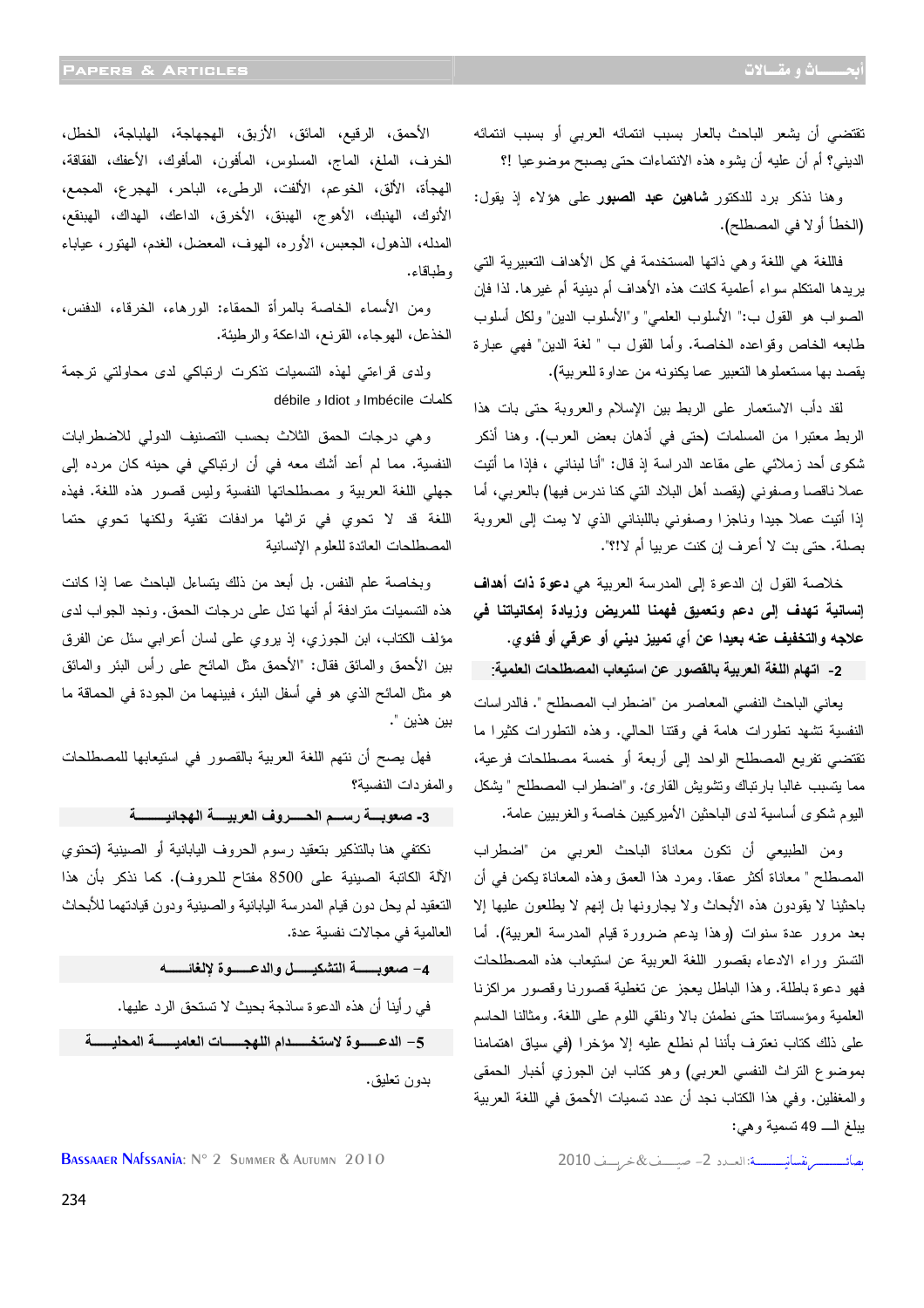تقتضي أن يشعر الباحث بالعار بسبب انتمائه العربي أو بسبب انتمائه الديني؟ أم أن عليه أن يشوه هذه الانتماءات حتى يصبح موضوعيا !؟

وهنا نذكر رد للدكتور **شاهين عبد الصبور** على هؤلاء إذ يقول: (الخطأ أولا في المصطلح).

فاللغة هي اللغة وهي ذاتها المستخدمة في كل الأهداف التعبيرية التي يريدها المتكلم سواء أعلمية كانت هذه الأهداف أم دينية أم غيرها. لذا فإن الصواب هو القول ب:" الأسلوب العلمي" و"الأسلوب الدين" ولكل أسلوب طابعه الخاص وقواعده الخاصة. وأما القول ب " لغة الدين" فهي عبارة يقصد بها مستعملوها التعبير عما يكنونه من عداوة للعربية).

لقد دأب الاستعمار على الربط بين الإسلام والعروبة حتى بات هذا الربط معتبرا من المسلمات (حتى في أذهان بعض العرب). وهنا أذكر شكوى أحد زملائي على مقاعد الدراسة إذ قال: "أنا لبناني ، فإذا ما أتيت عملا ناقصا وصفوني (يقصد أهل البلاد التي كنا ندرس فيها) بالعربي، أما إذا أتيت عملا جيدا وناجزا وصفوني باللبناني الذي لا يمت إلى العروبة بصلة. حتى بت لا أعرف إن كنت عربيا أم لا؟!".

خلاصة القول إن الدعوة إلى المدرسة العربية هي **دعوة ذات أهداف إنسانية تهدف إلى دعم وتعميق فهمنا للمريض وزيادة إمكانياتنا في علاجه والتخفيف عنه بعيدا عن أي تمييز ديني أو عرقي أو فئوي.**

### 2- اتهام اللغة العربية بالقصور عن استيعاب المصطلحات العلمية:

يعاني الباحث النفسي المعاصر من "اضطراب المصطلح ". فالدراسات النفسية تشهد تطورات هامة في وقتنا الحالي. وهذه التطورات كثيرا ما تقتضي تفريع المصطلح الواحد إلى أربعة أو خمسة مصطلحات فرعية، مما يتسبب غالبا بارتباك وتشويش القارئ. و"اضطراب المصطلح " يشكل اليوم شكوى أساسية لدى الباحثين الأميركيين خاصة والغربيين عامة.

ومن الطبيعي أن تكون معاناة الباحث العربي من "اضطراب المصطلح " معاناة أكثر عمقا. ومرد هذا العمق وهذه المعاناة يكمن في أن باحثينا لا يقودون هذه الأبحاث ولا يجارونها بل إنهم لا يطلعون عليها إلا بعد مرور عدة سنوات (وهذا يدعم ضرورة قيام المدرسة العربية). أما التستر وراء الادعاء بقصور اللغة العربية عن استيعاب هذه المصطلحات فهو دعوة باطلة. وهذا الباطل يعجز عن تغطية قصورنا وقصور مراكزنا العلمية ومؤسساتنا حتى نطمئن بالا ونلقي اللوم على اللغة. ومثالنا الحاسم على ذلك كتاب نعترف بأننا لم نطلع عليه إلا مؤخرا (في سياق اهتمامنا بموضوع التراث النفسي العربي) وهو كتاب ابن الجوزي أخبار الحمقى والمغفلين. وفي هذا الكتاب نجد أن عدد تسميات الأحمق في اللغة العربية يبلغ الـ 49 تسمية وهي:

الأحمق، الرقيع، المائق، الأزبق، الهجهاجة، الهلباجة، الخطل، الخرف، الملغ، الماج، المسلوس، المأفون، المأفوك، الأعفك، الفقاقة، الهجأة، الألق، الخوعم، الألفت، الرطيء، الباحر، الهجرع، المجمع، الأنوك، الهنبك، الأهوج، الهبنق، الأخرق، الداعك، الهداك، الهبنقع، المدله، الذهول، الجعبس، الأوره، الهوف، المعضل، الغدم، الهتور، عياياء وطباقاء.

ومن الأسماء الخاصة بالمرأة الحمقاء: الورهاء، الخرقاء، الدفنس، الخذعل، الهوجاء، القرنع، الداعكة والرطيئة.

ولدى قراءتي لهذه التسميات تذكرت ارتباكي لدى محاولتي ترجمة كلمات Imbécile و Idiot و débile

وهي درجات الحمق الثلاث بحسب التصنيف الدولي للاضطرابات النفسية. مما لم أعد أشك معه في أن ارتباكي في حينه كان مرده إلى جهلي اللغة العربية و مصطلحاتها النفسية وليس قصور هذه اللغة. فهذه اللغة قد لا تحوي في تراثها مرادفات تقنية ولكنها تحوي حتما المصطلحات العائدة للعلوم الإنسانية

وبخاصة علم النفس. بل أبعد من ذلك يتساءل الباحث عما إذا كانت هذه التسميات مترادفة أم أنها تدل على درجات الحمق. ونجد الجواب لدى مؤلف الكتاب، ابن الجوزي، إذ يروي على لسان أعرابي سئل عن الفرق بين الأحمق والمائق فقال: "الأحمق مثل المائح على رأس البئر والمائق هو مثل المائح الذي هو في أسفل البئر، فبينهما من الجودة في الحماقة ما بين هذين ".

فهل يصح أن نتهم اللغة العربية بالقصور في استيعابها للمصطلحات والمفردات النفسية؟

### 3- صعوبة رسم الحروف العربية الهجائية

نكتفي هنا بالتذكير بتعقيد رسوم الحروف اليابانية أو الصينية (تحتوي الآلة الكاتبة الصينية على 8500 مفتاح للحروف). كما نذكر بأن هذا التعقيد لم يحل دون قيام المدرسة اليابانية والصينية ودون قيادتهما للأبحاث العالمية في مجالات نفسية عدة.

### 4- صعوبة التشكيل والدعوة لإلغائه

في رأينا أن هذه الدعوة ساذجة بحيث لا تستحق الرد عليها.

### 5- الدعوة لاستخدام اللهجات العامية المحلية

بدون تعليق.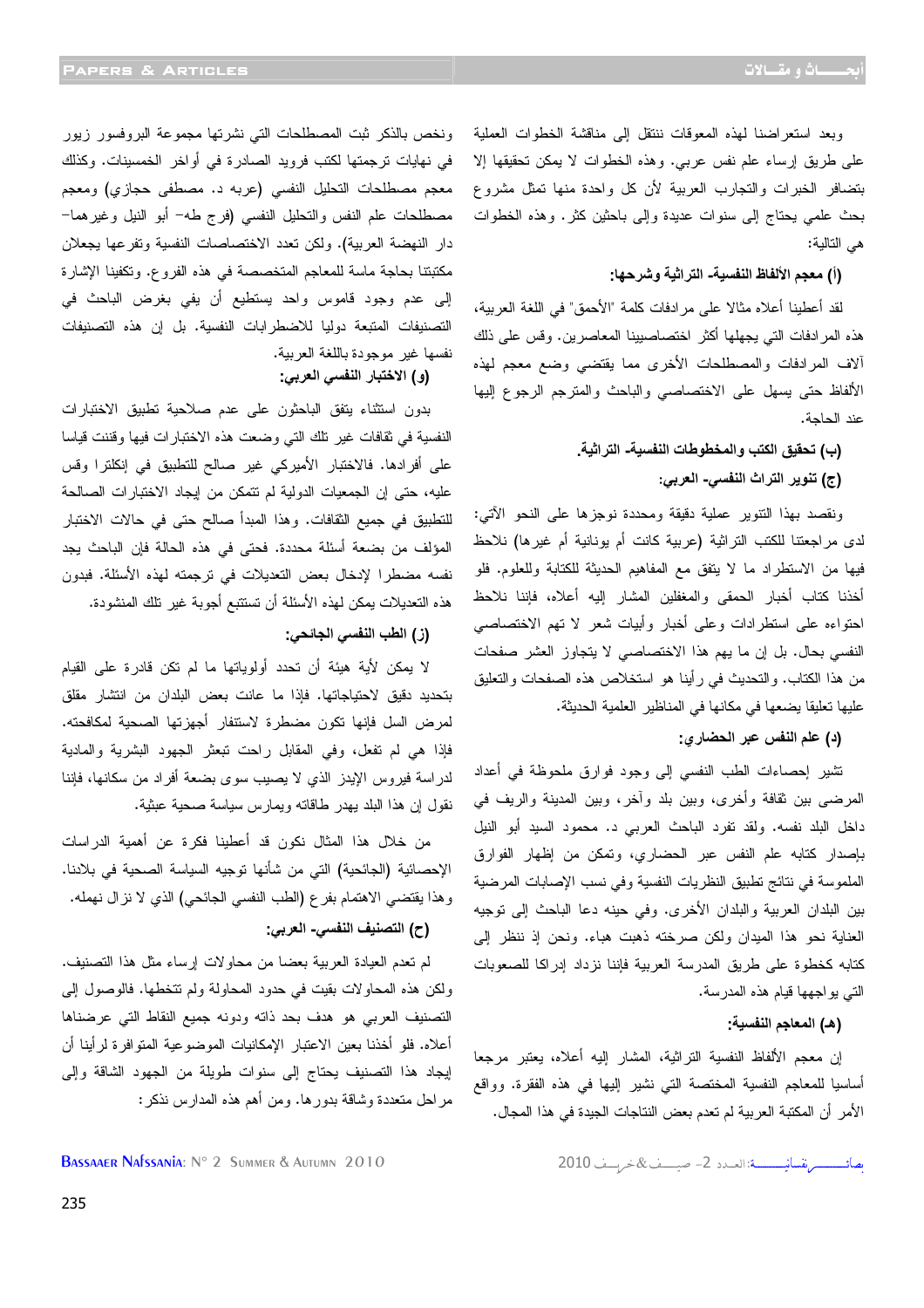وبعد استعراضنا لهذه المعوقات ننتقل إلى مناقشة الخطوات العملية على طريق إرساء علم نفس عربي. وهذه الخطوات لا يمكن تحقيقها إلا بتضافر الخبرات والتجارب العربية لأن كل واحدة منها تمثل مشروع بحث علمي يحتاج إلى سنوات عديدة وإلى باحثين كثر. وهذه الخطوات هي التالية:

**(أ) معجم الألفاظ النفسية- التراثية وشرحها:**

لقد أعطينا أعلاه مثالا على مرادفات كلمة "الأحمق" في اللغة العربية، هذه المرادفات التي يجهلها أكثر اختصاصيينا المعاصرين. وقس على ذلك آلاف المرادفات والمصطلحات الأخرى مما يقتضي وضع معجم لهذه الألفاظ حتى يسهل على الاختصاصي والباحث والمترجم الرجوع إليها عند الحاجة.

**(ب) تحقيق الكتب والمخطوطات النفسية- التراثية.**

**(ج) تنوير التراث النفسي- العربي:**

ونقصد بهذا التنوير عملية دقيقة ومحددة نوجزها على النحو الآتي: لدى مراجعتنا للكتب التراثية (عربية كانت أم يونانية أم غيرها) نلاحظ فيها من الاستطراد ما لا يتفق مع المفاهيم الحديثة للكتابة وللعلوم. فلو أخذنا كتاب أخبار الحمقى والمغفلين المشار إليه أعلاه، فإننا نلاحظ احتواءه على استطرادات وعلى أخبار وأبيات شعر لا تهم الاختصاصي النفسي بحال. بل إن ما يهم هذا الاختصاصي لا يتجاوز العشر صفحات من هذا الكتاب. والتحديث في رأينا هو استخلاص هذه الصفحات والتعليق عليها تعليقا يضعها في مكانها في المناظير العلمية الحديثة.

**(د) علم النفس عبر الحضاري:**

تشير إحصاءات الطب النفسي إلى وجود فوارق ملحوظة في أعداد المرضى بين ثقافة وأخرى، وبين بلد وآخر، وبين المدينة والريف في داخل البلد نفسه. ولقد تفرد الباحث العربي د. محمود السيد أبو النيل بإصدار كتابه علم النفس عبر الحضاري، وتمكن من إظهار الفوارق الملموسة في نتائج تطبيق النظريات النفسية وفي نسب الإصابات المرضية بين البلدان العربية والبلدان الأخرى. وفي حينه دعا الباحث إلى توجيه العناية نحو هذا الميدان ولكن صرخته ذهبت هباء. ونحن إذ ننظر إلى كتابه كخطوة على طريق المدرسة العربية فإننا نزداد إدراكا للصعوبات التي يواجهها قيام هذه المدرسة.

**(هـ) المعاجم النفسية:**

إن معجم الألفاظ النفسية التراثية، المشار إليه أعلاه، يعتبر مرجعا أساسيا للمعاجم النفسية المختصة التي نشير إليها في هذه الفقرة. وواقع الأمر أن المكتبة العربية لم تعدم بعض النتاجات الجيدة في هذا المجال. ونخص بالذكر ثبت المصطلحات التي نشرتها مجموعة البروفسور زيور في نهايات ترجمتها لكتب فرويد الصادرة في أواخر الخمسينات. وكذلك معجم مصطلحات التحليل النفسي (عربه د. مصطفى حجازي) ومعجم مصطلحات علم النفس والتحليل النفسي (فرج طه- أبو النيل وغيرهما- دار النهضة العربية). ولكن تعدد الاختصاصات النفسية وتفرعها يجعلان مكتبتنا بحاجة ماسة للمعاجم المتخصصة في هذه الفروع. وتكفينا الإشارة إلى عدم وجود قاموس واحد يستطيع أن يفي بغرض الباحث في التصنيفات المتبعة دوليا للاضطرابات النفسية. بل إن هذه التصنيفات نفسها غير موجودة باللغة العربية.

**(و) الاختبار النفسي العربي:**

بدون استثناء يتفق الباحثون على عدم صلاحية تطبيق الاختبارات النفسية في ثقافات غير تلك التي وضعت هذه الاختبارات فيها وقننت قياسا على أفرادها. فالاختبار الأميركي غير صالح للتطبيق في إنكلترا وقس عليه، حتى إن الجمعيات الدولية لم تتمكن من إيجاد الاختبارات الصالحة للتطبيق في جميع الثقافات. وهذا المبدأ صالح حتى في حالات الاختبار المؤلف من بضعة أسئلة محددة. فحتى في هذه الحالة فإن الباحث يجد نفسه مضطرا لإدخال بعض التعديلات في ترجمته لهذه الأسئلة. فبدون هذه التعديلات يمكن لهذه الأسئلة أن تستتبع أجوبة غير تلك المنشودة.

**(ز) الطب النفسي الجائحي:**

لا يمكن لأية هيئة أن تحدد أولوياتها ما لم تكن قادرة على القيام بتحديد دقيق لاحتياجاتها. فإذا ما عانت بعض البلدان من انتشار مقلق لمرض السل فإنها تكون مضطرة لاستنفار أجهزتها الصحية لمكافحته. فإذا هي لم تفعل، وفي المقابل راحت تبعثر الجهود البشرية والمادية لدراسة فيروس الإيدز الذي لا يصيب سوى بضعة أفراد من سكانها، فإننا نقول إن هذا البلد يهدر طاقاته ويمارس سياسة صحية عبثية.

من خلال هذا المثال نكون قد أعطينا فكرة عن أهمية الدراسات الإحصائية (الجائحية) التي من شأنها توجيه السياسة الصحية في بلادنا. وهذا يقتضي الاهتمام بفرع (الطب النفسي الجائحي) الذي لا نزال نهمله.

**(ح) التصنيف النفسي- العربي:**

لم تعدم العيادة العربية بعضا من محاولات إرساء مثل هذا التصنيف. ولكن هذه المحاولات بقيت في حدود المحاولة ولم تتخطها. فالوصول إلى التصنيف العربي هو هدف بحد ذاته ودونه جميع النقاط التي عرضناها أعلاه. فلو أخذنا بعين الاعتبار الإمكانيات الموضوعية المتوافرة لرأينا أن إيجاد هذا التصنيف يحتاج إلى سنوات طويلة من الجهود الشاقة وإلى مراحل متعددة وشاقة بدورها. ومن أهم هذه المدارس نذكر: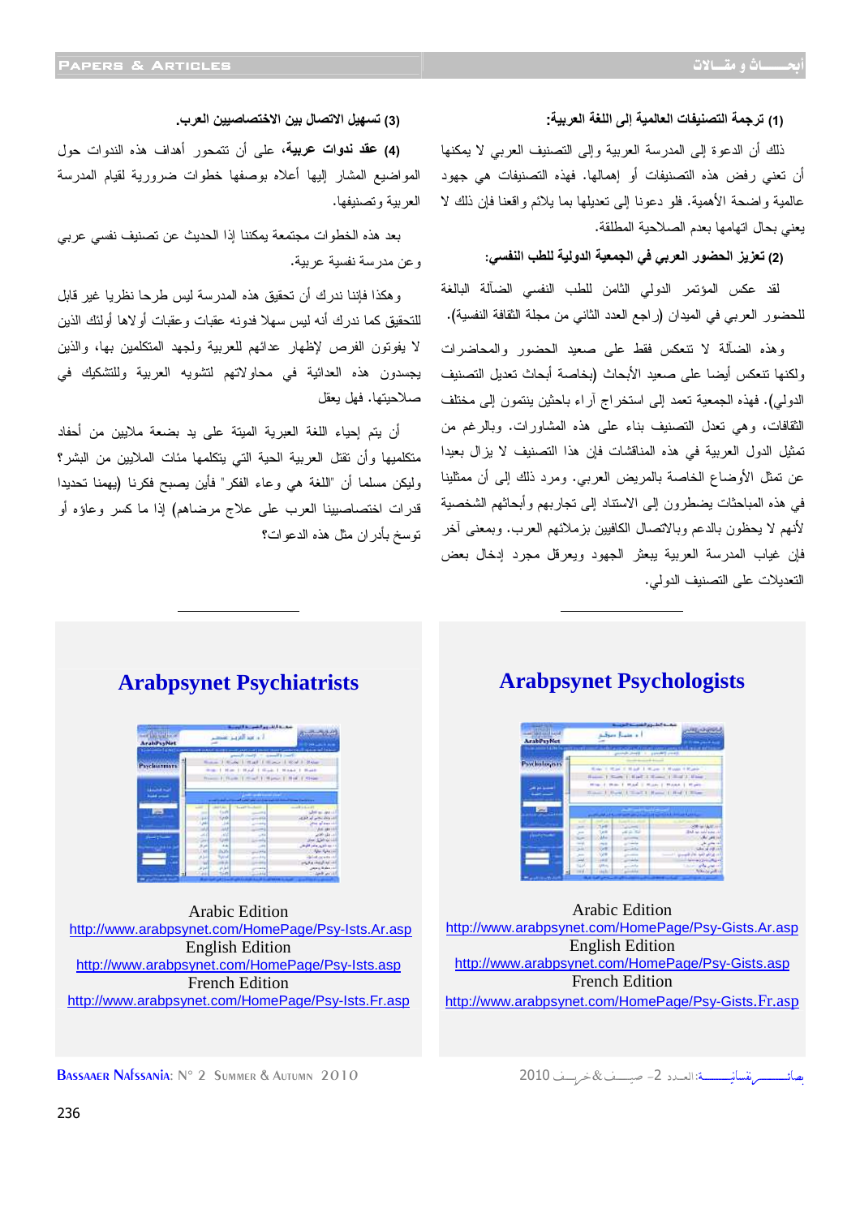**(1) ترجمة التصنيفات العالمية إلى اللغة العربية:**

ذلك أن الدعوة إلى المدرسة العربية وإلى التصنيف العربي لا يمكنها أن تعني رفض هذه التصنيفات أو إهمالها. فهذه التصنيفات هي جهود عالمية واضحة الأهمية. فلو دعونا إلى تعديلها بما يلائم واقعنا فإن ذلك لا يعني بحال اتهامها بعدم الصلاحية المطلقة.

**(2) تعزيز الحضور العربي في الجمعية الدولية للطب النفسي:**

لقد عكس المؤتمر الدولي الثامن للطب النفسي الضآلة البالغة للحضور العربي في الميدان (راجع العدد الثاني من مجلة الثقافة النفسية).

وهذه الضآلة لا تنعكس فقط على صعيد الحضور والمحاضرات ولكنها تنعكس أيضا على صعيد الأبحاث (بخاصة أبحاث تعديل التصنيف الدولي). فهذه الجمعية تعمد إلى استخراج آراء باحثين ينتمون إلى مختلف الثقافات، وهي تعدل التصنيف بناء على هذه المشاورات. وبالرغم من تمثيل الدول العربية في هذه المناقشات فإن هذا التصنيف لا يزال بعيدا عن تمثل الأوضاع الخاصة بالمريض العربي. ومرد ذلك إلى أن ممثلينا في هذه المباحثات يضطرون إلى الاستناد إلى تجاربهم وأبحاثهم الشخصية لأنهم لا يحظون بالدعم وبالاتصال الكافيين بزملائهم العرب. وبمعنى آخر فإن غياب المدرسة العربية يبعثر الجهود ويعرقل مجرد إدخال بعض التعديلات على التصنيف الدولي.

**(3) تسهيل الاتصال بين الاختصاصيين العرب.**

**(4) عقد ندوات عربية،** على أن تتمحور أهداف هذه الندوات حول المواضيع المشار إليها أعلاه بوصفها خطوات ضرورية لقيام المدرسة العربية وتصنيفها.

بعد هذه الخطوات مجتمعة يمكننا إذا الحديث عن تصنيف نفسي عربي وعن مدرسة نفسية عربية.

وهكذا فإننا ندرك أن تحقيق هذه المدرسة ليس طرحا نظريا غير قابل للتحقيق كما ندرك أنه ليس سهلا فدونه عقبات وعقبات أولاها أولئك الذين لا يفوتون الفرص لإظهار عدائهم للعربية ولجهد المتكلمين بها، والذين يجسدون هذه العدائية في محاولاتهم لتشويه العربية وللتشكيك في صلاحيتها. فهل يعقل

أن يتم إحياء اللغة العبرية الميتة على يد بضعة ملايين من أحفاد متكلميها وأن تقتل العربية الحية التي يتكلمها مئات الملايين من البشر؟ وليكن مسلما أن "اللغة هي وعاء الفكر" فأين يصبح فكرنا (يهمنا تحديدا قدرات اختصاصيينا العرب على علاج مرضاهم) إذا ما كسر وعاؤه أو توسخ بأدران مثل هذه الدعوات؟

---

## Arabpsynet Psychologists

Arabic Edition
http://www.arabpsynet.com/HomePage/Psy-Gists.Ar.asp
English Edition
http://www.arabpsynet.com/HomePage/Psy-Gists.asp
French Edition
http://www.arabpsynet.com/HomePage/Psy-Gists.Fr.asp

## Arabpsynet Psychiatrists

Arabic Edition
http://www.arabpsynet.com/HomePage/Psy-Ists.Ar.asp
English Edition
http://www.arabpsynet.com/HomePage/Psy-Ists.asp
French Edition
http://www.arabpsynet.com/HomePage/Psy-Ists.Fr.asp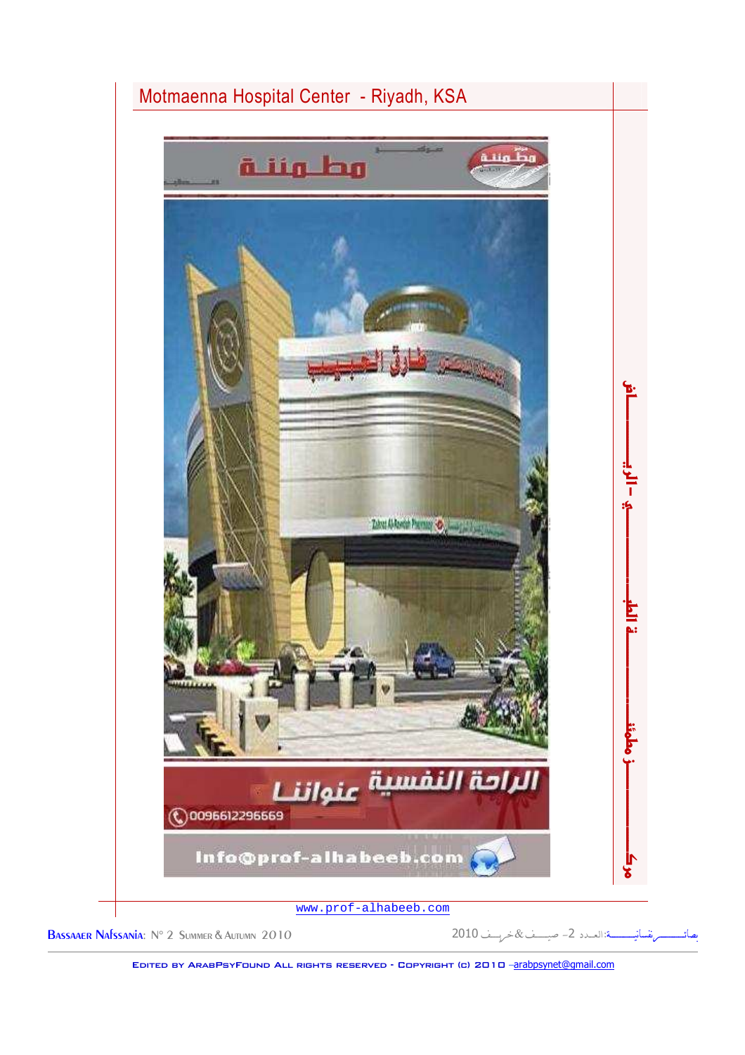# Motmaenna Hospital Center - Riyadh, KSA

مطمئنة

مركز مطمئنة

الاستشاري طارق الحبيب

Zahrat Al-Rawdah Pharmacy

الراحة النفسية عنواننا

0096612296669

Info@prof-alhabeeb.com

مركـــــــز مطمئنـــــــة الطبـــــــي - الريـــــــاض

www.prof-alhabeeb.com